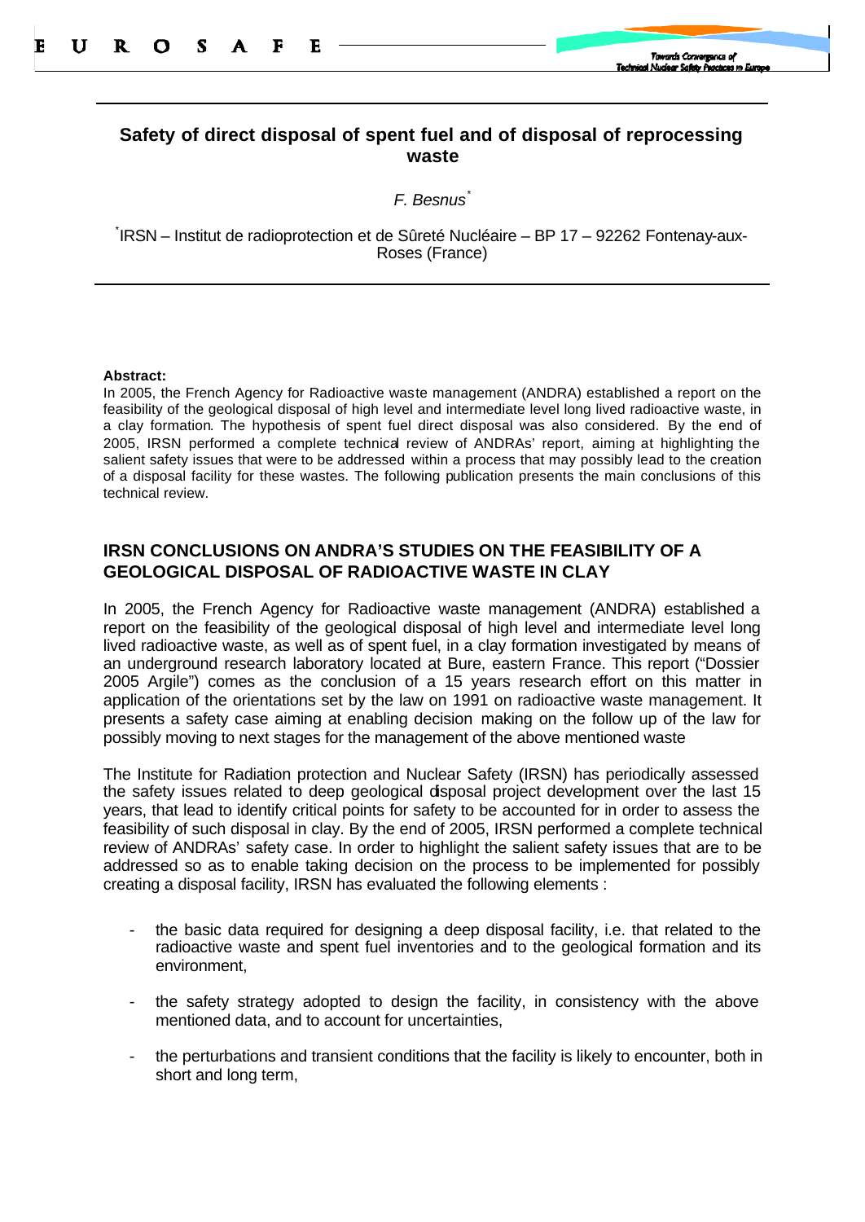# Safety of direct disposal of spent fuel and of disposal of reprocessing waste

*F. Besnus*[*]

[*]IRSN – Institut de radioprotection et de Sûreté Nucléaire – BP 17 – 92262 Fontenay-aux-Roses (France)

**Abstract:**

In 2005, the French Agency for Radioactive waste management (ANDRA) established a report on the feasibility of the geological disposal of high level and intermediate level long lived radioactive waste, in a clay formation. The hypothesis of spent fuel direct disposal was also considered. By the end of 2005, IRSN performed a complete technical review of ANDRAs' report, aiming at highlighting the salient safety issues that were to be addressed within a process that may possibly lead to the creation of a disposal facility for these wastes. The following publication presents the main conclusions of this technical review.

## IRSN CONCLUSIONS ON ANDRA'S STUDIES ON THE FEASIBILITY OF A GEOLOGICAL DISPOSAL OF RADIOACTIVE WASTE IN CLAY

In 2005, the French Agency for Radioactive waste management (ANDRA) established a report on the feasibility of the geological disposal of high level and intermediate level long lived radioactive waste, as well as of spent fuel, in a clay formation investigated by means of an underground research laboratory located at Bure, eastern France. This report ("Dossier 2005 Argile") comes as the conclusion of a 15 years research effort on this matter in application of the orientations set by the law on 1991 on radioactive waste management. It presents a safety case aiming at enabling decision making on the follow up of the law for possibly moving to next stages for the management of the above mentioned waste

The Institute for Radiation protection and Nuclear Safety (IRSN) has periodically assessed the safety issues related to deep geological disposal project development over the last 15 years, that lead to identify critical points for safety to be accounted for in order to assess the feasibility of such disposal in clay. By the end of 2005, IRSN performed a complete technical review of ANDRAs' safety case. In order to highlight the salient safety issues that are to be addressed so as to enable taking decision on the process to be implemented for possibly creating a disposal facility, IRSN has evaluated the following elements :

- the basic data required for designing a deep disposal facility, i.e. that related to the radioactive waste and spent fuel inventories and to the geological formation and its environment,
- the safety strategy adopted to design the facility, in consistency with the above mentioned data, and to account for uncertainties,
- the perturbations and transient conditions that the facility is likely to encounter, both in short and long term,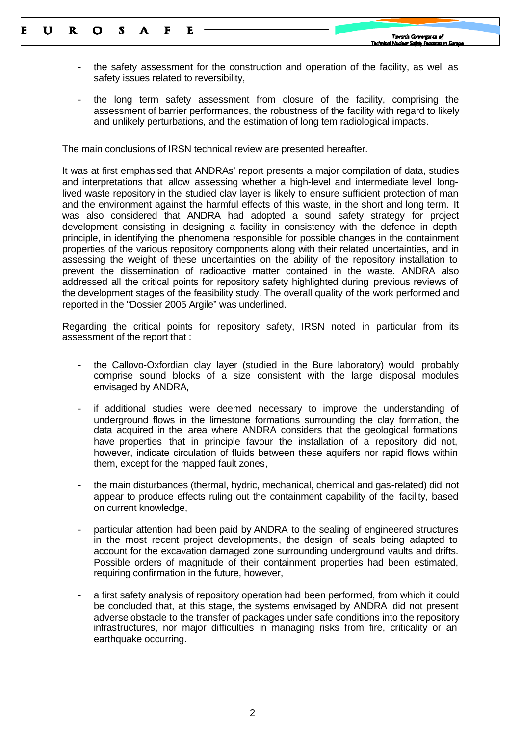- the safety assessment for the construction and operation of the facility, as well as safety issues related to reversibility,

- the long term safety assessment from closure of the facility, comprising the assessment of barrier performances, the robustness of the facility with regard to likely and unlikely perturbations, and the estimation of long tem radiological impacts.

The main conclusions of IRSN technical review are presented hereafter.

It was at first emphasised that ANDRAs' report presents a major compilation of data, studies and interpretations that allow assessing whether a high-level and intermediate level long-lived waste repository in the studied clay layer is likely to ensure sufficient protection of man and the environment against the harmful effects of this waste, in the short and long term. It was also considered that ANDRA had adopted a sound safety strategy for project development consisting in designing a facility in consistency with the defence in depth principle, in identifying the phenomena responsible for possible changes in the containment properties of the various repository components along with their related uncertainties, and in assessing the weight of these uncertainties on the ability of the repository installation to prevent the dissemination of radioactive matter contained in the waste. ANDRA also addressed all the critical points for repository safety highlighted during previous reviews of the development stages of the feasibility study. The overall quality of the work performed and reported in the "Dossier 2005 Argile" was underlined.

Regarding the critical points for repository safety, IRSN noted in particular from its assessment of the report that :

- the Callovo-Oxfordian clay layer (studied in the Bure laboratory) would probably comprise sound blocks of a size consistent with the large disposal modules envisaged by ANDRA,

- if additional studies were deemed necessary to improve the understanding of underground flows in the limestone formations surrounding the clay formation, the data acquired in the area where ANDRA considers that the geological formations have properties that in principle favour the installation of a repository did not, however, indicate circulation of fluids between these aquifers nor rapid flows within them, except for the mapped fault zones,

- the main disturbances (thermal, hydric, mechanical, chemical and gas-related) did not appear to produce effects ruling out the containment capability of the facility, based on current knowledge,

- particular attention had been paid by ANDRA to the sealing of engineered structures in the most recent project developments, the design of seals being adapted to account for the excavation damaged zone surrounding underground vaults and drifts. Possible orders of magnitude of their containment properties had been estimated, requiring confirmation in the future, however,

- a first safety analysis of repository operation had been performed, from which it could be concluded that, at this stage, the systems envisaged by ANDRA did not present adverse obstacle to the transfer of packages under safe conditions into the repository infrastructures, nor major difficulties in managing risks from fire, criticality or an earthquake occurring.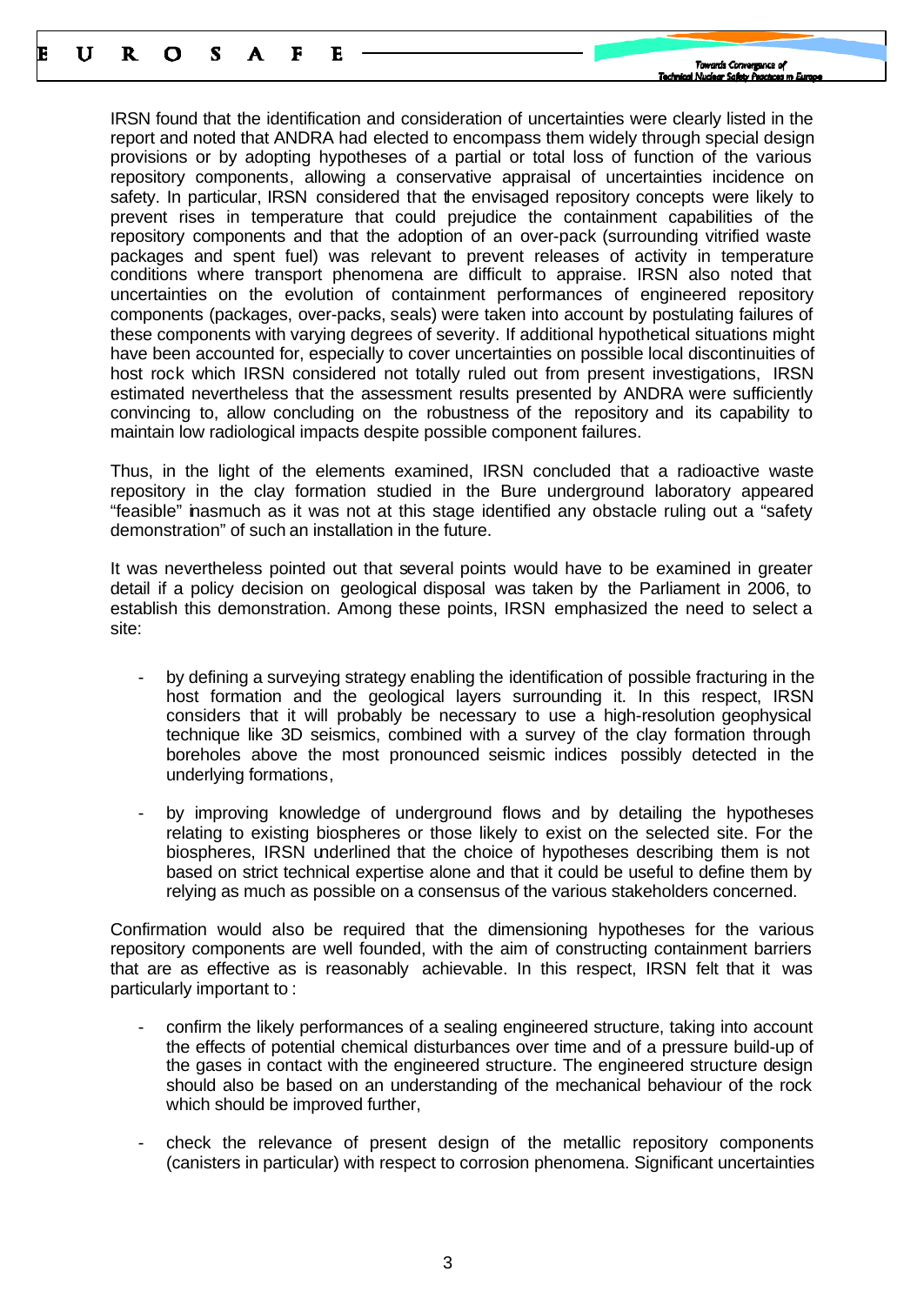IRSN found that the identification and consideration of uncertainties were clearly listed in the report and noted that ANDRA had elected to encompass them widely through special design provisions or by adopting hypotheses of a partial or total loss of function of the various repository components, allowing a conservative appraisal of uncertainties incidence on safety. In particular, IRSN considered that the envisaged repository concepts were likely to prevent rises in temperature that could prejudice the containment capabilities of the repository components and that the adoption of an over-pack (surrounding vitrified waste packages and spent fuel) was relevant to prevent releases of activity in temperature conditions where transport phenomena are difficult to appraise. IRSN also noted that uncertainties on the evolution of containment performances of engineered repository components (packages, over-packs, seals) were taken into account by postulating failures of these components with varying degrees of severity. If additional hypothetical situations might have been accounted for, especially to cover uncertainties on possible local discontinuities of host rock which IRSN considered not totally ruled out from present investigations, IRSN estimated nevertheless that the assessment results presented by ANDRA were sufficiently convincing to, allow concluding on the robustness of the repository and its capability to maintain low radiological impacts despite possible component failures.

Thus, in the light of the elements examined, IRSN concluded that a radioactive waste repository in the clay formation studied in the Bure underground laboratory appeared "feasible" inasmuch as it was not at this stage identified any obstacle ruling out a "safety demonstration" of such an installation in the future.

It was nevertheless pointed out that several points would have to be examined in greater detail if a policy decision on geological disposal was taken by the Parliament in 2006, to establish this demonstration. Among these points, IRSN emphasized the need to select a site:

- by defining a surveying strategy enabling the identification of possible fracturing in the host formation and the geological layers surrounding it. In this respect, IRSN considers that it will probably be necessary to use a high-resolution geophysical technique like 3D seismics, combined with a survey of the clay formation through boreholes above the most pronounced seismic indices possibly detected in the underlying formations,

- by improving knowledge of underground flows and by detailing the hypotheses relating to existing biospheres or those likely to exist on the selected site. For the biospheres, IRSN underlined that the choice of hypotheses describing them is not based on strict technical expertise alone and that it could be useful to define them by relying as much as possible on a consensus of the various stakeholders concerned.

Confirmation would also be required that the dimensioning hypotheses for the various repository components are well founded, with the aim of constructing containment barriers that are as effective as is reasonably achievable. In this respect, IRSN felt that it was particularly important to :

- confirm the likely performances of a sealing engineered structure, taking into account the effects of potential chemical disturbances over time and of a pressure build-up of the gases in contact with the engineered structure. The engineered structure design should also be based on an understanding of the mechanical behaviour of the rock which should be improved further,

- check the relevance of present design of the metallic repository components (canisters in particular) with respect to corrosion phenomena. Significant uncertainties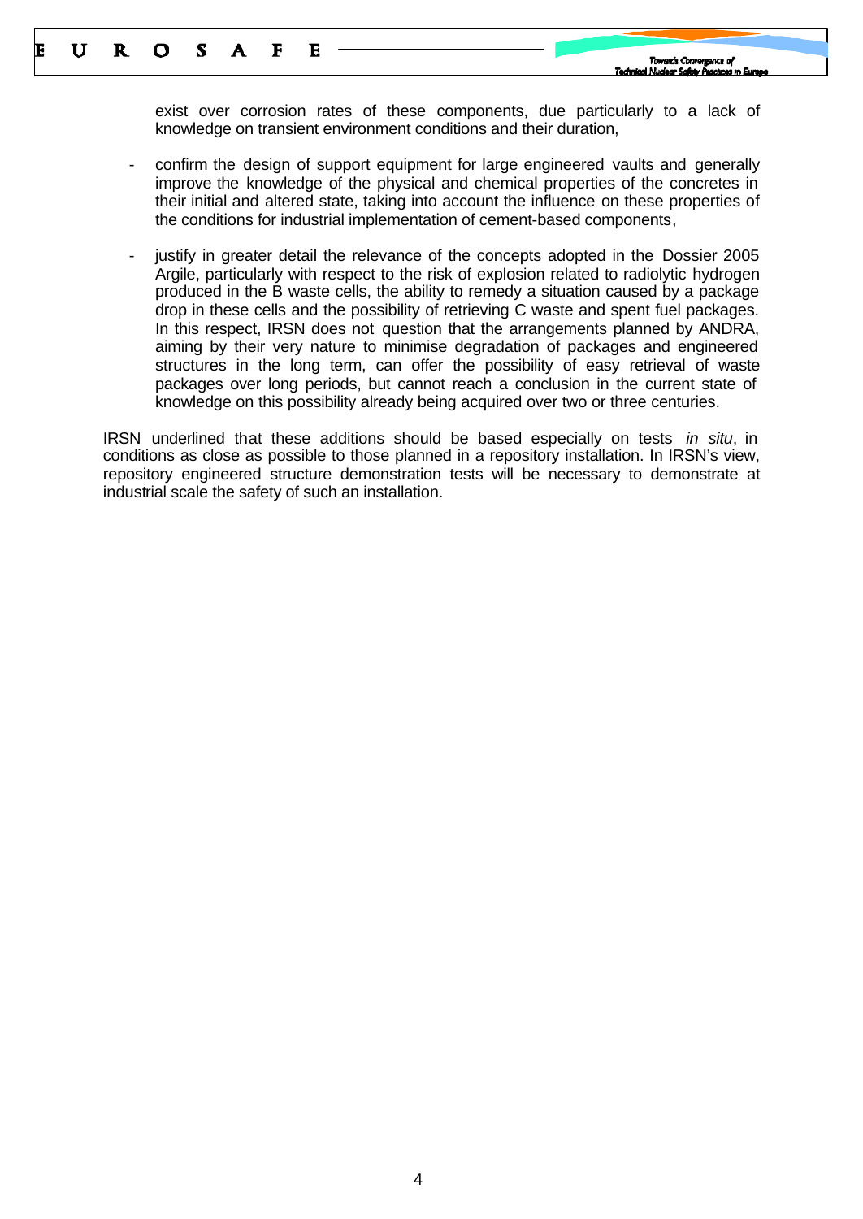exist over corrosion rates of these components, due particularly to a lack of knowledge on transient environment conditions and their duration,

- confirm the design of support equipment for large engineered vaults and generally improve the knowledge of the physical and chemical properties of the concretes in their initial and altered state, taking into account the influence on these properties of the conditions for industrial implementation of cement-based components,
- justify in greater detail the relevance of the concepts adopted in the Dossier 2005 Argile, particularly with respect to the risk of explosion related to radiolytic hydrogen produced in the B waste cells, the ability to remedy a situation caused by a package drop in these cells and the possibility of retrieving C waste and spent fuel packages. In this respect, IRSN does not question that the arrangements planned by ANDRA, aiming by their very nature to minimise degradation of packages and engineered structures in the long term, can offer the possibility of easy retrieval of waste packages over long periods, but cannot reach a conclusion in the current state of knowledge on this possibility already being acquired over two or three centuries.

IRSN underlined that these additions should be based especially on tests *in situ*, in conditions as close as possible to those planned in a repository installation. In IRSN's view, repository engineered structure demonstration tests will be necessary to demonstrate at industrial scale the safety of such an installation.